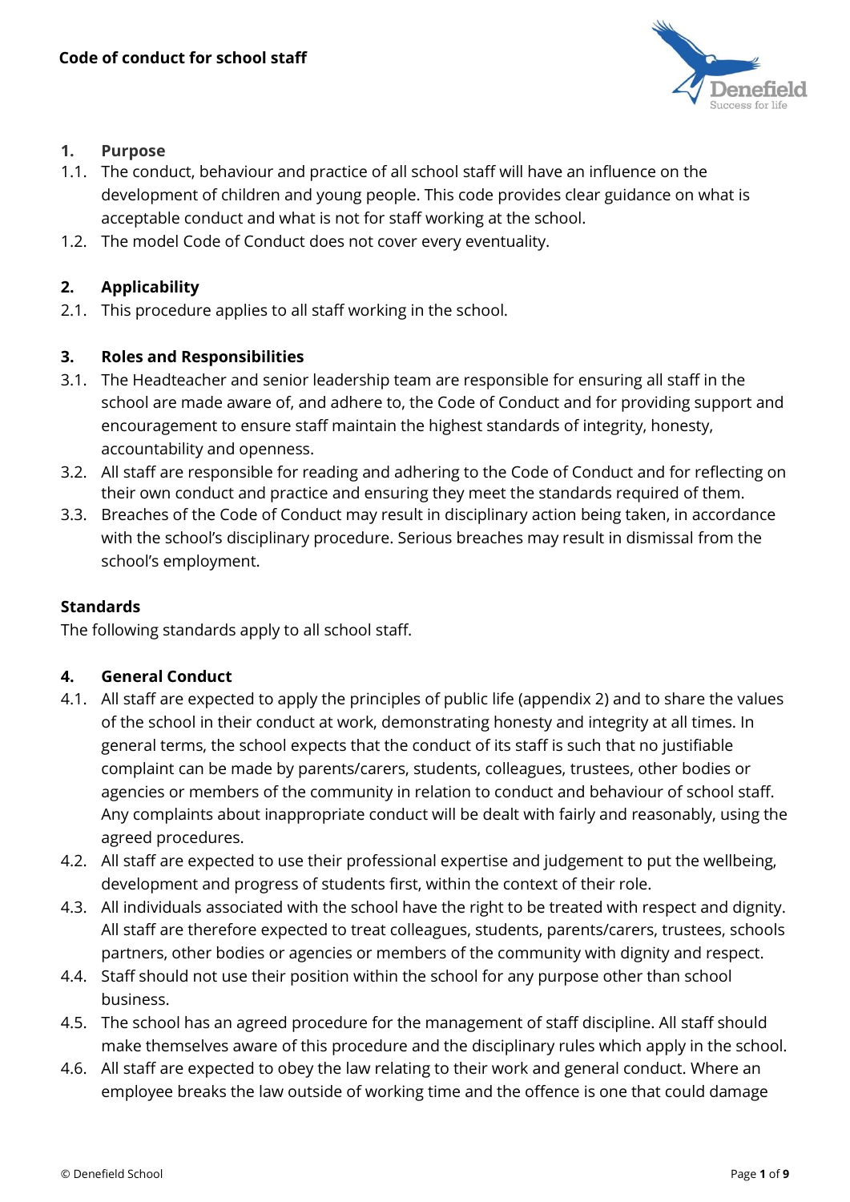# Code of conduct for school staff

## 1. Purpose

1.1. The conduct, behaviour and practice of all school staff will have an influence on the development of children and young people. This code provides clear guidance on what is acceptable conduct and what is not for staff working at the school.

1.2. The model Code of Conduct does not cover every eventuality.

## 2. Applicability

2.1. This procedure applies to all staff working in the school.

## 3. Roles and Responsibilities

3.1. The Headteacher and senior leadership team are responsible for ensuring all staff in the school are made aware of, and adhere to, the Code of Conduct and for providing support and encouragement to ensure staff maintain the highest standards of integrity, honesty, accountability and openness.

3.2. All staff are responsible for reading and adhering to the Code of Conduct and for reflecting on their own conduct and practice and ensuring they meet the standards required of them.

3.3. Breaches of the Code of Conduct may result in disciplinary action being taken, in accordance with the school's disciplinary procedure. Serious breaches may result in dismissal from the school's employment.

## Standards

The following standards apply to all school staff.

## 4. General Conduct

4.1. All staff are expected to apply the principles of public life (appendix 2) and to share the values of the school in their conduct at work, demonstrating honesty and integrity at all times. In general terms, the school expects that the conduct of its staff is such that no justifiable complaint can be made by parents/carers, students, colleagues, trustees, other bodies or agencies or members of the community in relation to conduct and behaviour of school staff. Any complaints about inappropriate conduct will be dealt with fairly and reasonably, using the agreed procedures.

4.2. All staff are expected to use their professional expertise and judgement to put the wellbeing, development and progress of students first, within the context of their role.

4.3. All individuals associated with the school have the right to be treated with respect and dignity. All staff are therefore expected to treat colleagues, students, parents/carers, trustees, schools partners, other bodies or agencies or members of the community with dignity and respect.

4.4. Staff should not use their position within the school for any purpose other than school business.

4.5. The school has an agreed procedure for the management of staff discipline. All staff should make themselves aware of this procedure and the disciplinary rules which apply in the school.

4.6. All staff are expected to obey the law relating to their work and general conduct. Where an employee breaks the law outside of working time and the offence is one that could damage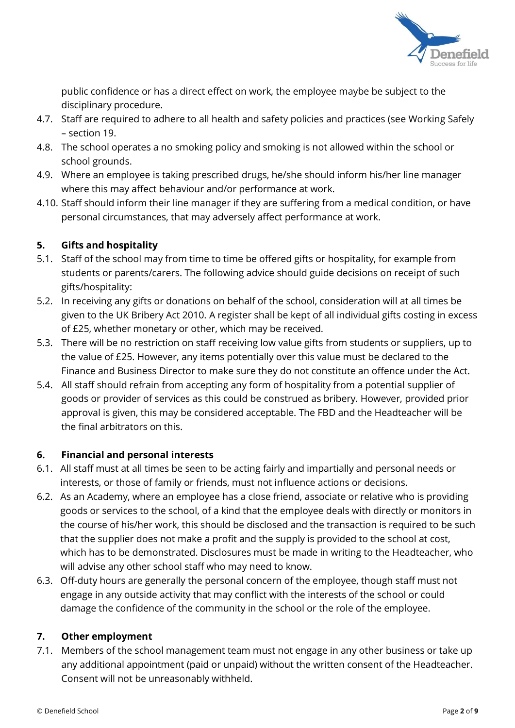public confidence or has a direct effect on work, the employee maybe be subject to the disciplinary procedure.

4.7. Staff are required to adhere to all health and safety policies and practices (see Working Safely – section 19.

4.8. The school operates a no smoking policy and smoking is not allowed within the school or school grounds.

4.9. Where an employee is taking prescribed drugs, he/she should inform his/her line manager where this may affect behaviour and/or performance at work.

4.10. Staff should inform their line manager if they are suffering from a medical condition, or have personal circumstances, that may adversely affect performance at work.

## 5. Gifts and hospitality

5.1. Staff of the school may from time to time be offered gifts or hospitality, for example from students or parents/carers. The following advice should guide decisions on receipt of such gifts/hospitality:

5.2. In receiving any gifts or donations on behalf of the school, consideration will at all times be given to the UK Bribery Act 2010. A register shall be kept of all individual gifts costing in excess of £25, whether monetary or other, which may be received.

5.3. There will be no restriction on staff receiving low value gifts from students or suppliers, up to the value of £25. However, any items potentially over this value must be declared to the Finance and Business Director to make sure they do not constitute an offence under the Act.

5.4. All staff should refrain from accepting any form of hospitality from a potential supplier of goods or provider of services as this could be construed as bribery. However, provided prior approval is given, this may be considered acceptable. The FBD and the Headteacher will be the final arbitrators on this.

## 6. Financial and personal interests

6.1. All staff must at all times be seen to be acting fairly and impartially and personal needs or interests, or those of family or friends, must not influence actions or decisions.

6.2. As an Academy, where an employee has a close friend, associate or relative who is providing goods or services to the school, of a kind that the employee deals with directly or monitors in the course of his/her work, this should be disclosed and the transaction is required to be such that the supplier does not make a profit and the supply is provided to the school at cost, which has to be demonstrated. Disclosures must be made in writing to the Headteacher, who will advise any other school staff who may need to know.

6.3. Off-duty hours are generally the personal concern of the employee, though staff must not engage in any outside activity that may conflict with the interests of the school or could damage the confidence of the community in the school or the role of the employee.

## 7. Other employment

7.1. Members of the school management team must not engage in any other business or take up any additional appointment (paid or unpaid) without the written consent of the Headteacher. Consent will not be unreasonably withheld.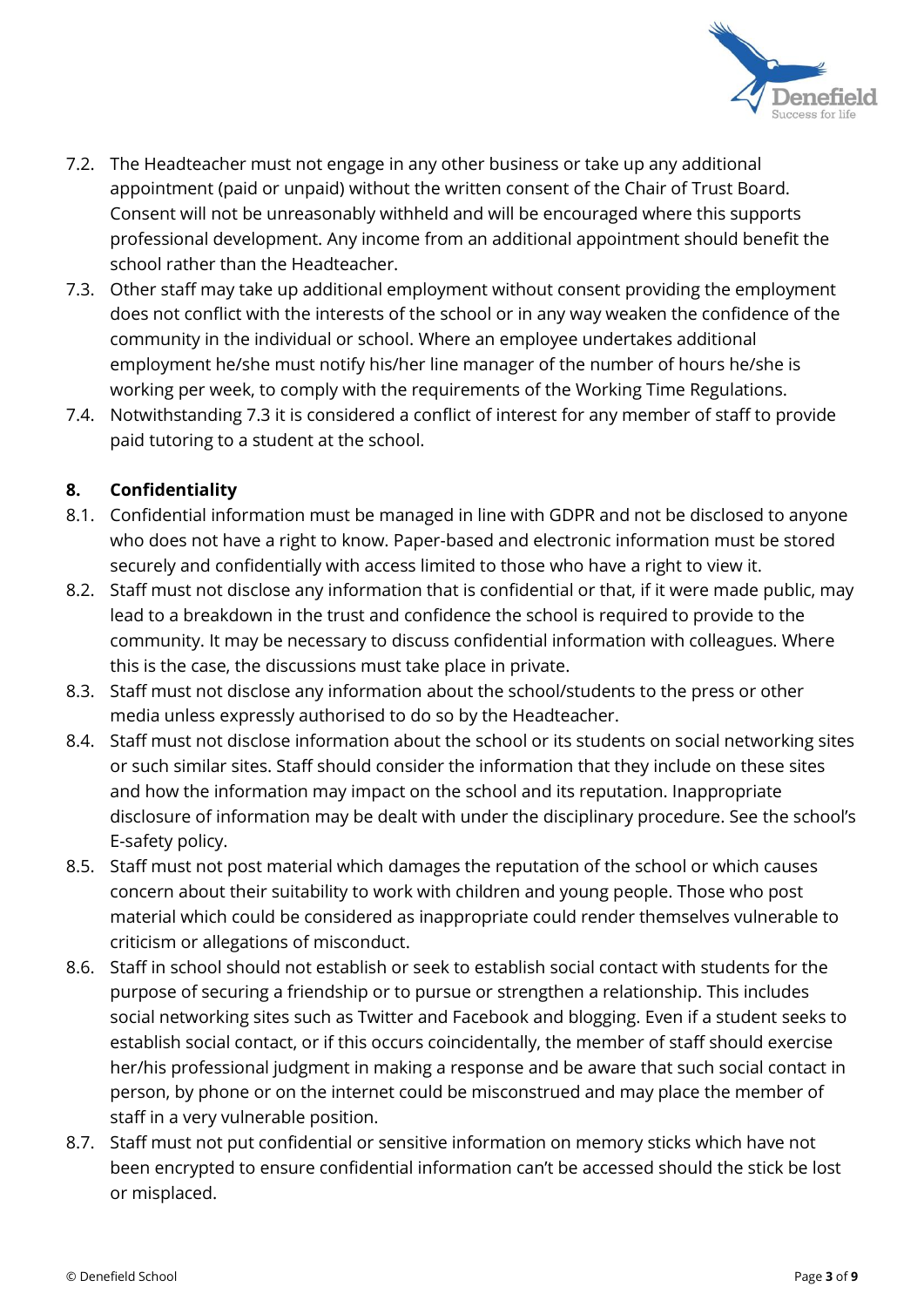7.2. The Headteacher must not engage in any other business or take up any additional appointment (paid or unpaid) without the written consent of the Chair of Trust Board. Consent will not be unreasonably withheld and will be encouraged where this supports professional development. Any income from an additional appointment should benefit the school rather than the Headteacher.

7.3. Other staff may take up additional employment without consent providing the employment does not conflict with the interests of the school or in any way weaken the confidence of the community in the individual or school. Where an employee undertakes additional employment he/she must notify his/her line manager of the number of hours he/she is working per week, to comply with the requirements of the Working Time Regulations.

7.4. Notwithstanding 7.3 it is considered a conflict of interest for any member of staff to provide paid tutoring to a student at the school.

## 8. Confidentiality

8.1. Confidential information must be managed in line with GDPR and not be disclosed to anyone who does not have a right to know. Paper-based and electronic information must be stored securely and confidentially with access limited to those who have a right to view it.

8.2. Staff must not disclose any information that is confidential or that, if it were made public, may lead to a breakdown in the trust and confidence the school is required to provide to the community. It may be necessary to discuss confidential information with colleagues. Where this is the case, the discussions must take place in private.

8.3. Staff must not disclose any information about the school/students to the press or other media unless expressly authorised to do so by the Headteacher.

8.4. Staff must not disclose information about the school or its students on social networking sites or such similar sites. Staff should consider the information that they include on these sites and how the information may impact on the school and its reputation. Inappropriate disclosure of information may be dealt with under the disciplinary procedure. See the school's E-safety policy.

8.5. Staff must not post material which damages the reputation of the school or which causes concern about their suitability to work with children and young people. Those who post material which could be considered as inappropriate could render themselves vulnerable to criticism or allegations of misconduct.

8.6. Staff in school should not establish or seek to establish social contact with students for the purpose of securing a friendship or to pursue or strengthen a relationship. This includes social networking sites such as Twitter and Facebook and blogging. Even if a student seeks to establish social contact, or if this occurs coincidentally, the member of staff should exercise her/his professional judgment in making a response and be aware that such social contact in person, by phone or on the internet could be misconstrued and may place the member of staff in a very vulnerable position.

8.7. Staff must not put confidential or sensitive information on memory sticks which have not been encrypted to ensure confidential information can't be accessed should the stick be lost or misplaced.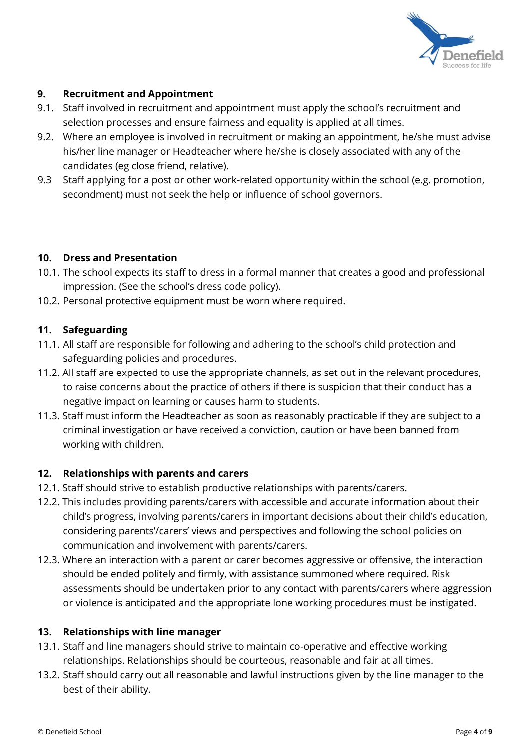## 9. Recruitment and Appointment

9.1. Staff involved in recruitment and appointment must apply the school's recruitment and selection processes and ensure fairness and equality is applied at all times.

9.2. Where an employee is involved in recruitment or making an appointment, he/she must advise his/her line manager or Headteacher where he/she is closely associated with any of the candidates (eg close friend, relative).

9.3 Staff applying for a post or other work-related opportunity within the school (e.g. promotion, secondment) must not seek the help or influence of school governors.

## 10. Dress and Presentation

10.1. The school expects its staff to dress in a formal manner that creates a good and professional impression. (See the school's dress code policy).

10.2. Personal protective equipment must be worn where required.

## 11. Safeguarding

11.1. All staff are responsible for following and adhering to the school's child protection and safeguarding policies and procedures.

11.2. All staff are expected to use the appropriate channels, as set out in the relevant procedures, to raise concerns about the practice of others if there is suspicion that their conduct has a negative impact on learning or causes harm to students.

11.3. Staff must inform the Headteacher as soon as reasonably practicable if they are subject to a criminal investigation or have received a conviction, caution or have been banned from working with children.

## 12. Relationships with parents and carers

12.1. Staff should strive to establish productive relationships with parents/carers.

12.2. This includes providing parents/carers with accessible and accurate information about their child's progress, involving parents/carers in important decisions about their child's education, considering parents'/carers' views and perspectives and following the school policies on communication and involvement with parents/carers.

12.3. Where an interaction with a parent or carer becomes aggressive or offensive, the interaction should be ended politely and firmly, with assistance summoned where required. Risk assessments should be undertaken prior to any contact with parents/carers where aggression or violence is anticipated and the appropriate lone working procedures must be instigated.

## 13. Relationships with line manager

13.1. Staff and line managers should strive to maintain co-operative and effective working relationships. Relationships should be courteous, reasonable and fair at all times.

13.2. Staff should carry out all reasonable and lawful instructions given by the line manager to the best of their ability.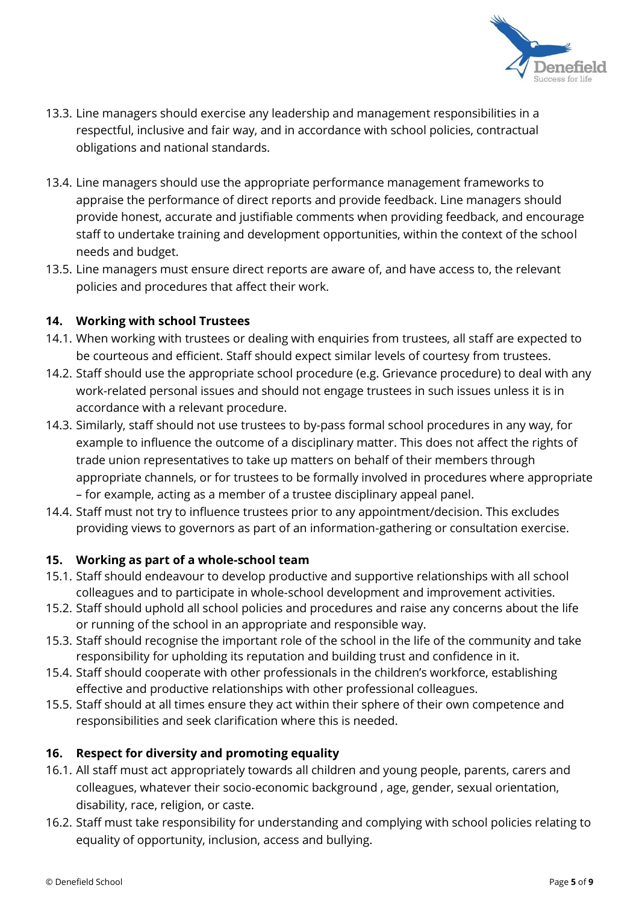13.3. Line managers should exercise any leadership and management responsibilities in a respectful, inclusive and fair way, and in accordance with school policies, contractual obligations and national standards.

13.4. Line managers should use the appropriate performance management frameworks to appraise the performance of direct reports and provide feedback. Line managers should provide honest, accurate and justifiable comments when providing feedback, and encourage staff to undertake training and development opportunities, within the context of the school needs and budget.

13.5. Line managers must ensure direct reports are aware of, and have access to, the relevant policies and procedures that affect their work.

**14. Working with school Trustees**

14.1. When working with trustees or dealing with enquiries from trustees, all staff are expected to be courteous and efficient. Staff should expect similar levels of courtesy from trustees.

14.2. Staff should use the appropriate school procedure (e.g. Grievance procedure) to deal with any work-related personal issues and should not engage trustees in such issues unless it is in accordance with a relevant procedure.

14.3. Similarly, staff should not use trustees to by-pass formal school procedures in any way, for example to influence the outcome of a disciplinary matter. This does not affect the rights of trade union representatives to take up matters on behalf of their members through appropriate channels, or for trustees to be formally involved in procedures where appropriate – for example, acting as a member of a trustee disciplinary appeal panel.

14.4. Staff must not try to influence trustees prior to any appointment/decision. This excludes providing views to governors as part of an information-gathering or consultation exercise.

**15. Working as part of a whole-school team**

15.1. Staff should endeavour to develop productive and supportive relationships with all school colleagues and to participate in whole-school development and improvement activities.

15.2. Staff should uphold all school policies and procedures and raise any concerns about the life or running of the school in an appropriate and responsible way.

15.3. Staff should recognise the important role of the school in the life of the community and take responsibility for upholding its reputation and building trust and confidence in it.

15.4. Staff should cooperate with other professionals in the children's workforce, establishing effective and productive relationships with other professional colleagues.

15.5. Staff should at all times ensure they act within their sphere of their own competence and responsibilities and seek clarification where this is needed.

**16. Respect for diversity and promoting equality**

16.1. All staff must act appropriately towards all children and young people, parents, carers and colleagues, whatever their socio-economic background , age, gender, sexual orientation, disability, race, religion, or caste.

16.2. Staff must take responsibility for understanding and complying with school policies relating to equality of opportunity, inclusion, access and bullying.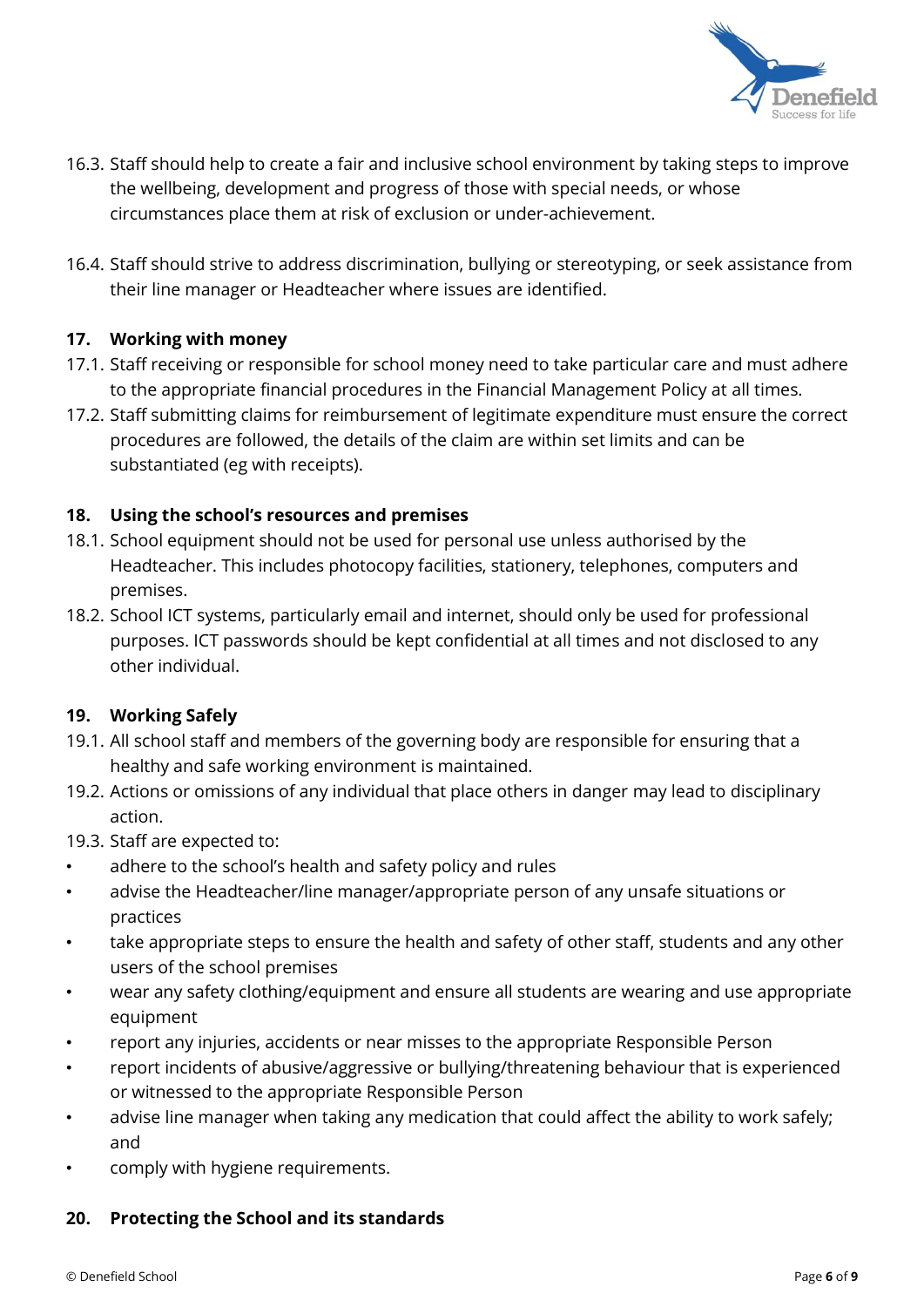16.3. Staff should help to create a fair and inclusive school environment by taking steps to improve the wellbeing, development and progress of those with special needs, or whose circumstances place them at risk of exclusion or under-achievement.

16.4. Staff should strive to address discrimination, bullying or stereotyping, or seek assistance from their line manager or Headteacher where issues are identified.

## 17. Working with money

17.1. Staff receiving or responsible for school money need to take particular care and must adhere to the appropriate financial procedures in the Financial Management Policy at all times.

17.2. Staff submitting claims for reimbursement of legitimate expenditure must ensure the correct procedures are followed, the details of the claim are within set limits and can be substantiated (eg with receipts).

## 18. Using the school's resources and premises

18.1. School equipment should not be used for personal use unless authorised by the Headteacher. This includes photocopy facilities, stationery, telephones, computers and premises.

18.2. School ICT systems, particularly email and internet, should only be used for professional purposes. ICT passwords should be kept confidential at all times and not disclosed to any other individual.

## 19. Working Safely

19.1. All school staff and members of the governing body are responsible for ensuring that a healthy and safe working environment is maintained.

19.2. Actions or omissions of any individual that place others in danger may lead to disciplinary action.

19.3. Staff are expected to:

- adhere to the school's health and safety policy and rules
- advise the Headteacher/line manager/appropriate person of any unsafe situations or practices
- take appropriate steps to ensure the health and safety of other staff, students and any other users of the school premises
- wear any safety clothing/equipment and ensure all students are wearing and use appropriate equipment
- report any injuries, accidents or near misses to the appropriate Responsible Person
- report incidents of abusive/aggressive or bullying/threatening behaviour that is experienced or witnessed to the appropriate Responsible Person
- advise line manager when taking any medication that could affect the ability to work safely; and
- comply with hygiene requirements.

## 20. Protecting the School and its standards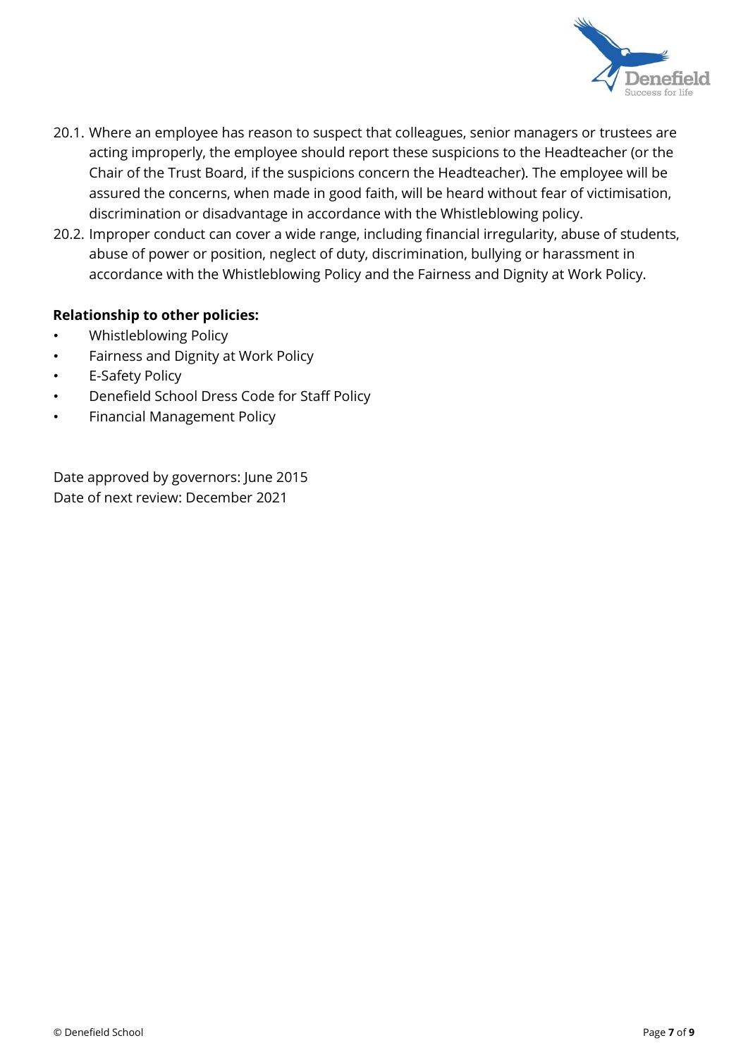20.1. Where an employee has reason to suspect that colleagues, senior managers or trustees are acting improperly, the employee should report these suspicions to the Headteacher (or the Chair of the Trust Board, if the suspicions concern the Headteacher). The employee will be assured the concerns, when made in good faith, will be heard without fear of victimisation, discrimination or disadvantage in accordance with the Whistleblowing policy.

20.2. Improper conduct can cover a wide range, including financial irregularity, abuse of students, abuse of power or position, neglect of duty, discrimination, bullying or harassment in accordance with the Whistleblowing Policy and the Fairness and Dignity at Work Policy.

**Relationship to other policies:**

- Whistleblowing Policy
- Fairness and Dignity at Work Policy
- E-Safety Policy
- Denefield School Dress Code for Staff Policy
- Financial Management Policy

Date approved by governors: June 2015
Date of next review: December 2021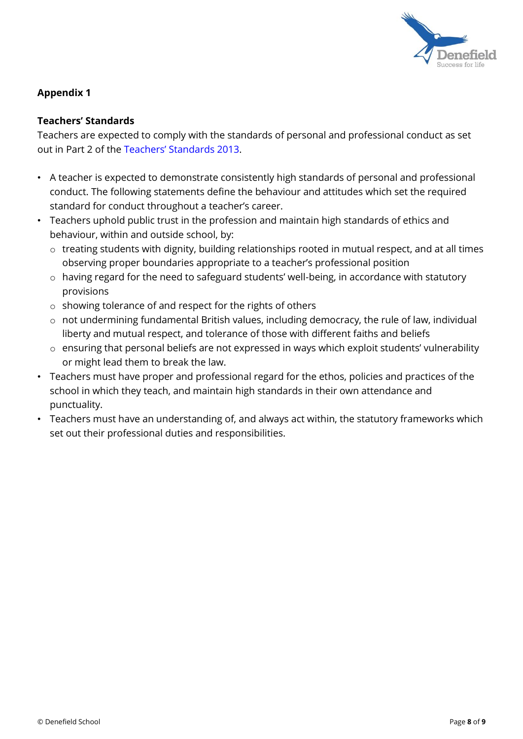## Appendix 1

### Teachers' Standards

Teachers are expected to comply with the standards of personal and professional conduct as set out in Part 2 of the Teachers' Standards 2013.

- A teacher is expected to demonstrate consistently high standards of personal and professional conduct. The following statements define the behaviour and attitudes which set the required standard for conduct throughout a teacher's career.
- Teachers uphold public trust in the profession and maintain high standards of ethics and behaviour, within and outside school, by:
  - treating students with dignity, building relationships rooted in mutual respect, and at all times observing proper boundaries appropriate to a teacher's professional position
  - having regard for the need to safeguard students' well-being, in accordance with statutory provisions
  - showing tolerance of and respect for the rights of others
  - not undermining fundamental British values, including democracy, the rule of law, individual liberty and mutual respect, and tolerance of those with different faiths and beliefs
  - ensuring that personal beliefs are not expressed in ways which exploit students' vulnerability or might lead them to break the law.
- Teachers must have proper and professional regard for the ethos, policies and practices of the school in which they teach, and maintain high standards in their own attendance and punctuality.
- Teachers must have an understanding of, and always act within, the statutory frameworks which set out their professional duties and responsibilities.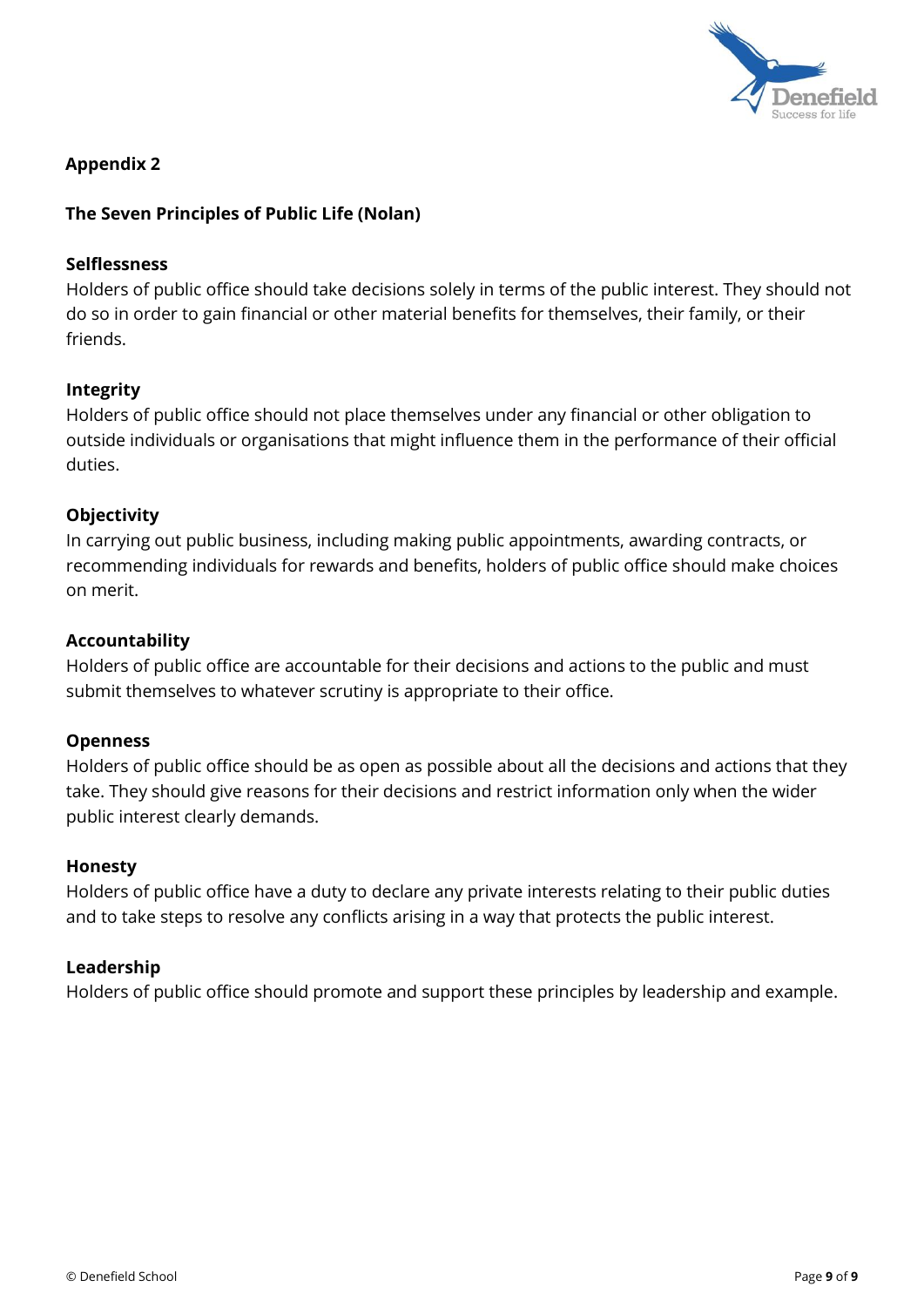## Appendix 2

### The Seven Principles of Public Life (Nolan)

**Selflessness**
Holders of public office should take decisions solely in terms of the public interest. They should not do so in order to gain financial or other material benefits for themselves, their family, or their friends.

**Integrity**
Holders of public office should not place themselves under any financial or other obligation to outside individuals or organisations that might influence them in the performance of their official duties.

**Objectivity**
In carrying out public business, including making public appointments, awarding contracts, or recommending individuals for rewards and benefits, holders of public office should make choices on merit.

**Accountability**
Holders of public office are accountable for their decisions and actions to the public and must submit themselves to whatever scrutiny is appropriate to their office.

**Openness**
Holders of public office should be as open as possible about all the decisions and actions that they take. They should give reasons for their decisions and restrict information only when the wider public interest clearly demands.

**Honesty**
Holders of public office have a duty to declare any private interests relating to their public duties and to take steps to resolve any conflicts arising in a way that protects the public interest.

**Leadership**
Holders of public office should promote and support these principles by leadership and example.